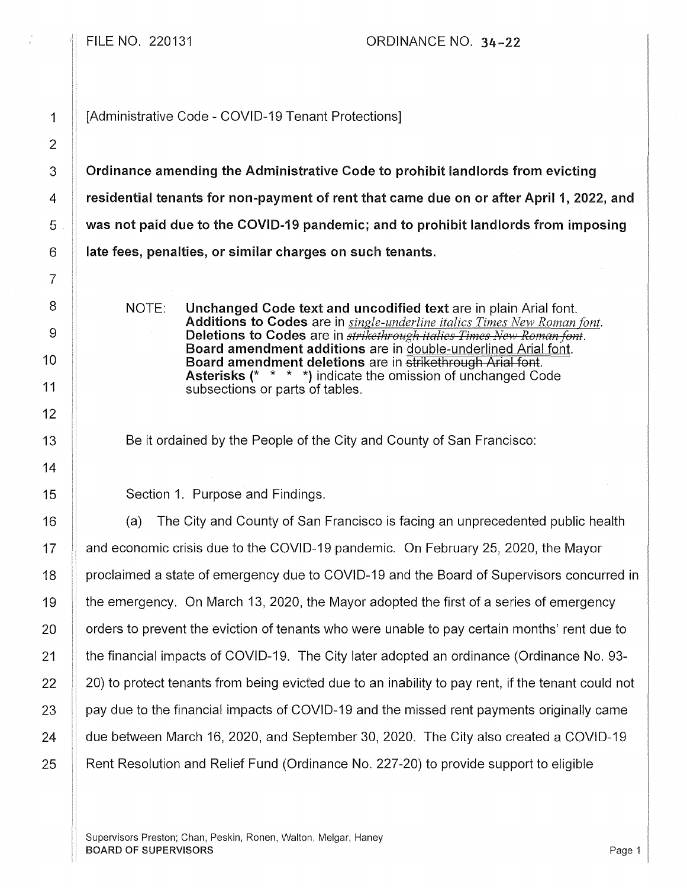FILE NO. 220131 ORDINANCE NO. 34-22

[Administrative Code - COVID-19 Tenant Protections]

**Ordinance amending the Administrative Code to prohibit landlords from evicting residential tenants for non-payment of rent that came due on or after April 1, 2022, and was not paid due to the COVID-19 pandemic; and to prohibit landlords from imposing late fees, penalties, or similar charges on such tenants.**

NOTE: **Unchanged Code text and uncodified text** are in plain Arial font. **Additions to Codes** are in *single-underline italics Times New Roman font*. **Deletions to Codes** are in ~~*strikethrough italics Times New Roman font*~~. **Board amendment additions** are in double-underlined Arial font. **Board amendment deletions** are in ~~strikethrough Arial font~~. **Asterisks (* * * *)** indicate the omission of unchanged Code subsections or parts of tables.

Be it ordained by the People of the City and County of San Francisco:

Section 1. Purpose and Findings.

(a) The City and County of San Francisco is facing an unprecedented public health and economic crisis due to the COVID-19 pandemic. On February 25, 2020, the Mayor proclaimed a state of emergency due to COVID-19 and the Board of Supervisors concurred in the emergency. On March 13, 2020, the Mayor adopted the first of a series of emergency orders to prevent the eviction of tenants who were unable to pay certain months' rent due to the financial impacts of COVID-19. The City later adopted an ordinance (Ordinance No. 93-20) to protect tenants from being evicted due to an inability to pay rent, if the tenant could not pay due to the financial impacts of COVID-19 and the missed rent payments originally came due between March 16, 2020, and September 30, 2020. The City also created a COVID-19 Rent Resolution and Relief Fund (Ordinance No. 227-20) to provide support to eligible

Supervisors Preston; Chan, Peskin, Ronen, Walton, Melgar, Haney
BOARD OF SUPERVISORS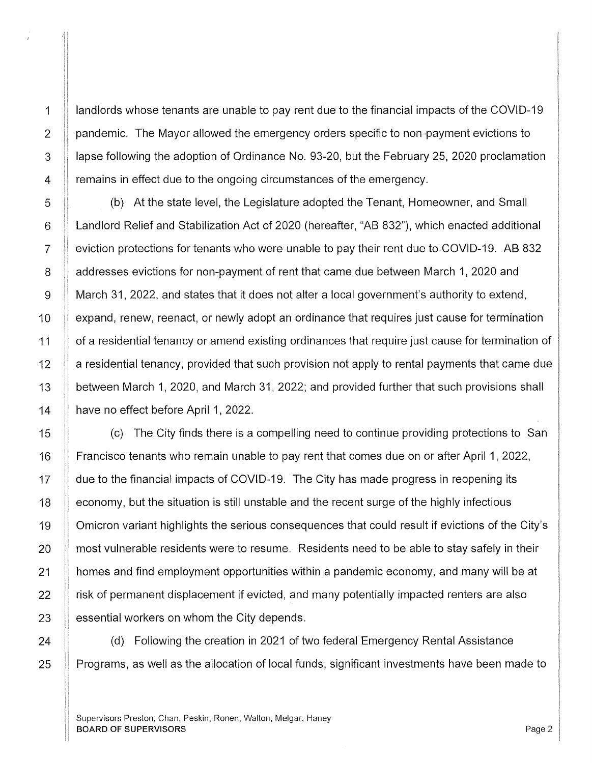landlords whose tenants are unable to pay rent due to the financial impacts of the COVID-19 pandemic. The Mayor allowed the emergency orders specific to non-payment evictions to lapse following the adoption of Ordinance No. 93-20, but the February 25, 2020 proclamation remains in effect due to the ongoing circumstances of the emergency.

(b) At the state level, the Legislature adopted the Tenant, Homeowner, and Small Landlord Relief and Stabilization Act of 2020 (hereafter, "AB 832"), which enacted additional eviction protections for tenants who were unable to pay their rent due to COVID-19. AB 832 addresses evictions for non-payment of rent that came due between March 1, 2020 and March 31, 2022, and states that it does not alter a local government's authority to extend, expand, renew, reenact, or newly adopt an ordinance that requires just cause for termination of a residential tenancy or amend existing ordinances that require just cause for termination of a residential tenancy, provided that such provision not apply to rental payments that came due between March 1, 2020, and March 31, 2022; and provided further that such provisions shall have no effect before April 1, 2022.

(c) The City finds there is a compelling need to continue providing protections to San Francisco tenants who remain unable to pay rent that comes due on or after April 1, 2022, due to the financial impacts of COVID-19. The City has made progress in reopening its economy, but the situation is still unstable and the recent surge of the highly infectious Omicron variant highlights the serious consequences that could result if evictions of the City's most vulnerable residents were to resume. Residents need to be able to stay safely in their homes and find employment opportunities within a pandemic economy, and many will be at risk of permanent displacement if evicted, and many potentially impacted renters are also essential workers on whom the City depends.

(d) Following the creation in 2021 of two federal Emergency Rental Assistance Programs, as well as the allocation of local funds, significant investments have been made to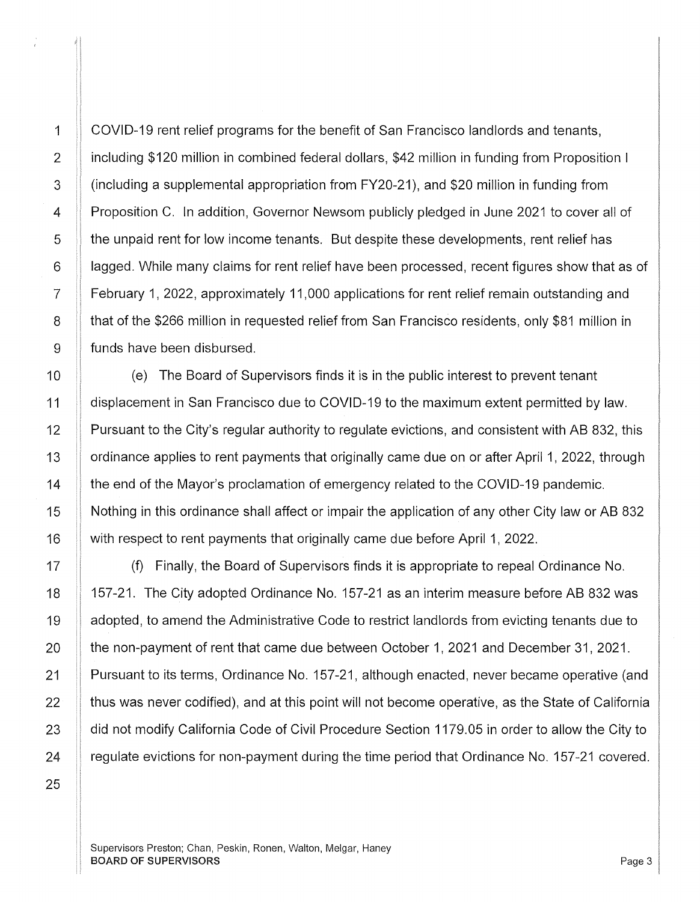COVID-19 rent relief programs for the benefit of San Francisco landlords and tenants, including $120 million in combined federal dollars, $42 million in funding from Proposition I (including a supplemental appropriation from FY20-21), and $20 million in funding from Proposition C. In addition, Governor Newsom publicly pledged in June 2021 to cover all of the unpaid rent for low income tenants. But despite these developments, rent relief has lagged. While many claims for rent relief have been processed, recent figures show that as of February 1, 2022, approximately 11,000 applications for rent relief remain outstanding and that of the $266 million in requested relief from San Francisco residents, only $81 million in funds have been disbursed.

(e) The Board of Supervisors finds it is in the public interest to prevent tenant displacement in San Francisco due to COVID-19 to the maximum extent permitted by law. Pursuant to the City's regular authority to regulate evictions, and consistent with AB 832, this ordinance applies to rent payments that originally came due on or after April 1, 2022, through the end of the Mayor's proclamation of emergency related to the COVID-19 pandemic. Nothing in this ordinance shall affect or impair the application of any other City law or AB 832 with respect to rent payments that originally came due before April 1, 2022.

(f) Finally, the Board of Supervisors finds it is appropriate to repeal Ordinance No. 157-21. The City adopted Ordinance No. 157-21 as an interim measure before AB 832 was adopted, to amend the Administrative Code to restrict landlords from evicting tenants due to the non-payment of rent that came due between October 1, 2021 and December 31, 2021. Pursuant to its terms, Ordinance No. 157-21, although enacted, never became operative (and thus was never codified), and at this point will not become operative, as the State of California did not modify California Code of Civil Procedure Section 1179.05 in order to allow the City to regulate evictions for non-payment during the time period that Ordinance No. 157-21 covered.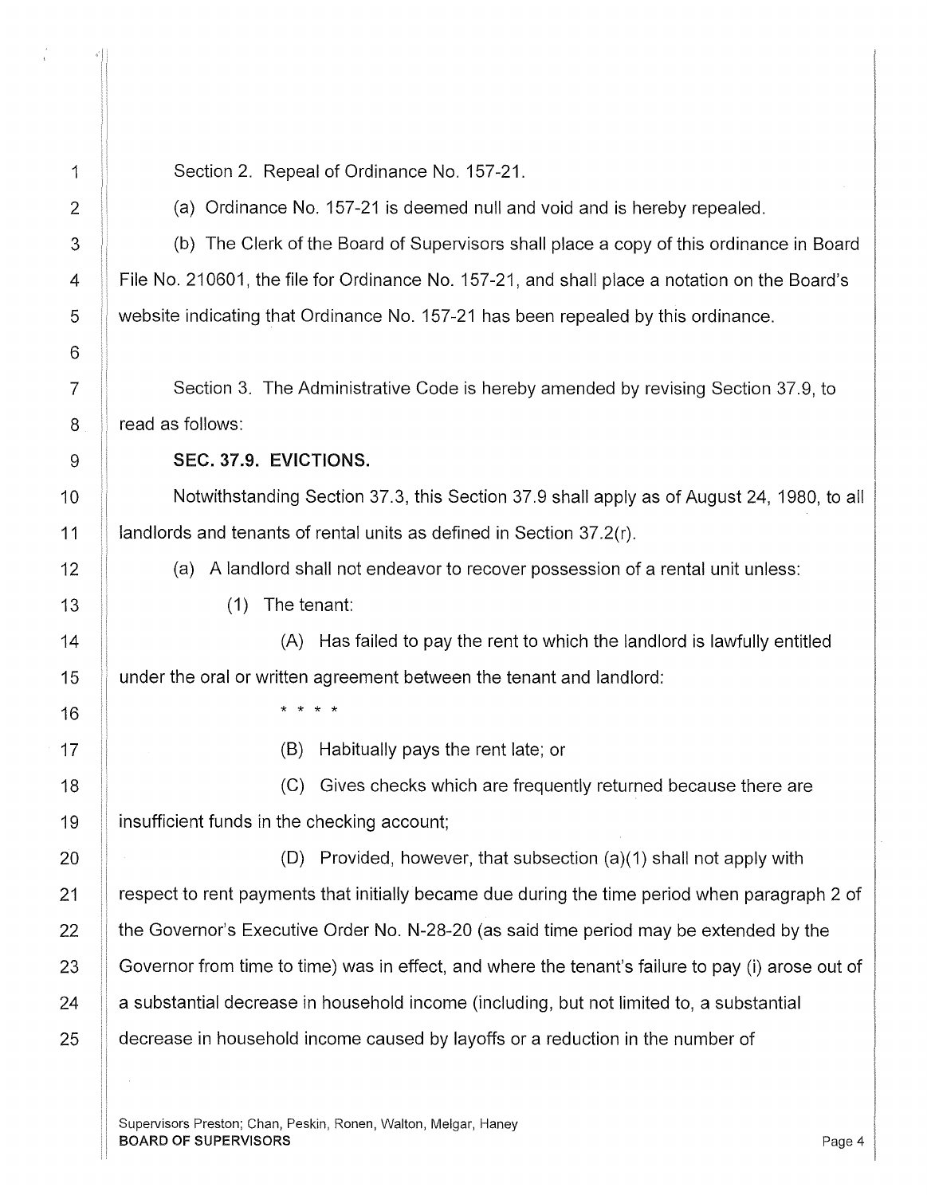Section 2. Repeal of Ordinance No. 157-21.

(a) Ordinance No. 157-21 is deemed null and void and is hereby repealed.

(b) The Clerk of the Board of Supervisors shall place a copy of this ordinance in Board File No. 210601, the file for Ordinance No. 157-21, and shall place a notation on the Board's website indicating that Ordinance No. 157-21 has been repealed by this ordinance.

Section 3. The Administrative Code is hereby amended by revising Section 37.9, to read as follows:

**SEC. 37.9. EVICTIONS.**

Notwithstanding Section 37.3, this Section 37.9 shall apply as of August 24, 1980, to all landlords and tenants of rental units as defined in Section 37.2(r).

(a) A landlord shall not endeavor to recover possession of a rental unit unless:

(1) The tenant:

(A) Has failed to pay the rent to which the landlord is lawfully entitled under the oral or written agreement between the tenant and landlord:

\* \* \* \*

(B) Habitually pays the rent late; or

(C) Gives checks which are frequently returned because there are insufficient funds in the checking account;

(D) Provided, however, that subsection (a)(1) shall not apply with respect to rent payments that initially became due during the time period when paragraph 2 of the Governor's Executive Order No. N-28-20 (as said time period may be extended by the Governor from time to time) was in effect, and where the tenant's failure to pay (i) arose out of a substantial decrease in household income (including, but not limited to, a substantial decrease in household income caused by layoffs or a reduction in the number of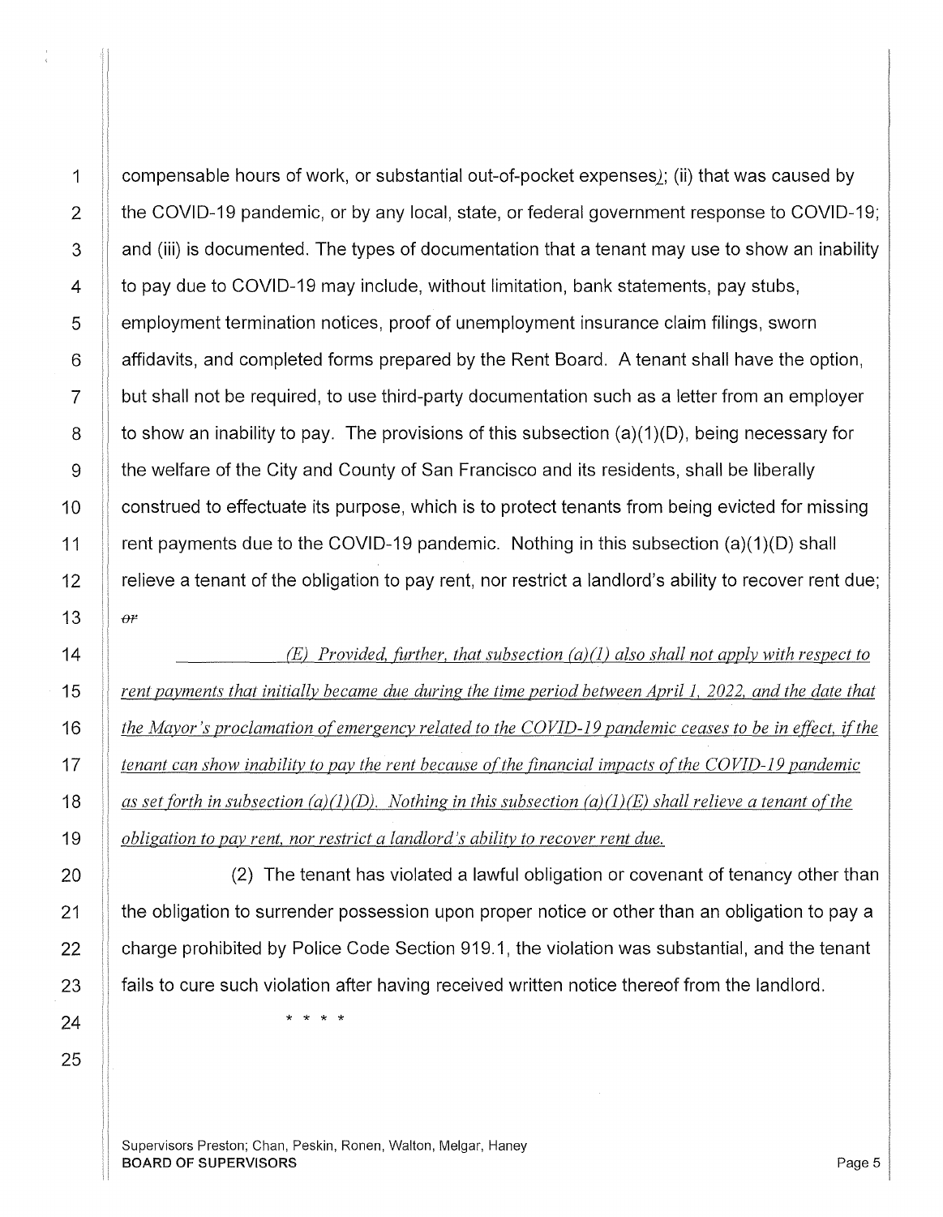compensable hours of work, or substantial out-of-pocket expenses); (ii) that was caused by the COVID-19 pandemic, or by any local, state, or federal government response to COVID-19; and (iii) is documented. The types of documentation that a tenant may use to show an inability to pay due to COVID-19 may include, without limitation, bank statements, pay stubs, employment termination notices, proof of unemployment insurance claim filings, sworn affidavits, and completed forms prepared by the Rent Board. A tenant shall have the option, but shall not be required, to use third-party documentation such as a letter from an employer to show an inability to pay. The provisions of this subsection (a)(1)(D), being necessary for the welfare of the City and County of San Francisco and its residents, shall be liberally construed to effectuate its purpose, which is to protect tenants from being evicted for missing rent payments due to the COVID-19 pandemic. Nothing in this subsection (a)(1)(D) shall relieve a tenant of the obligation to pay rent, nor restrict a landlord's ability to recover rent due; ~~or~~

*(E) Provided, further, that subsection (a)(1) also shall not apply with respect to rent payments that initially became due during the time period between April 1, 2022, and the date that the Mayor's proclamation of emergency related to the COVID-19 pandemic ceases to be in effect, if the tenant can show inability to pay the rent because of the financial impacts of the COVID-19 pandemic as set forth in subsection (a)(1)(D). Nothing in this subsection (a)(1)(E) shall relieve a tenant of the obligation to pay rent, nor restrict a landlord's ability to recover rent due.*

(2) The tenant has violated a lawful obligation or covenant of tenancy other than the obligation to surrender possession upon proper notice or other than an obligation to pay a charge prohibited by Police Code Section 919.1, the violation was substantial, and the tenant fails to cure such violation after having received written notice thereof from the landlord.

\* \* \* \*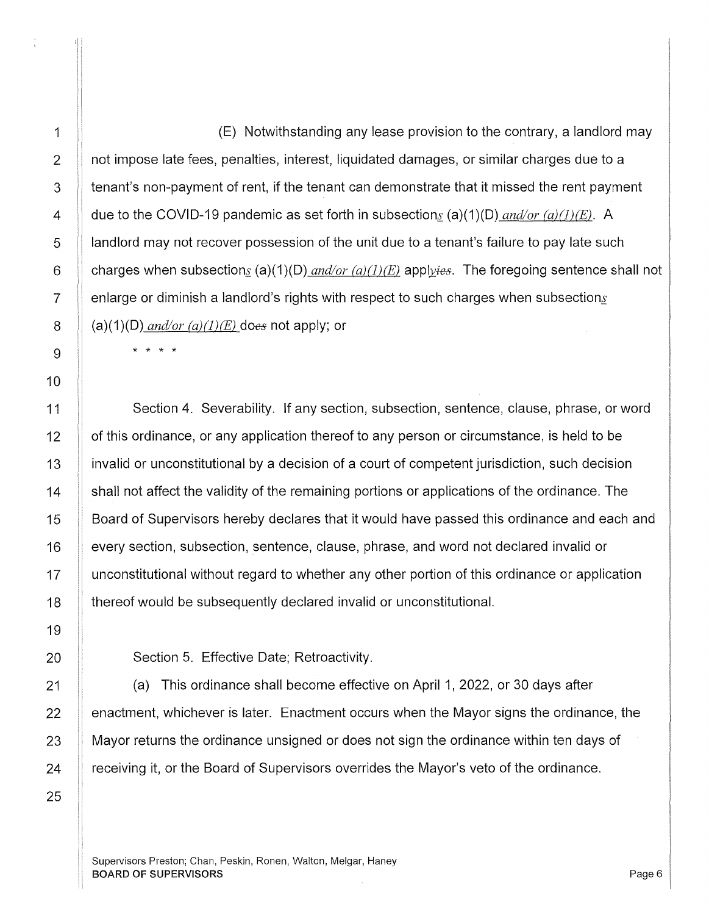(E) Notwithstanding any lease provision to the contrary, a landlord may not impose late fees, penalties, interest, liquidated damages, or similar charges due to a tenant's non-payment of rent, if the tenant can demonstrate that it missed the rent payment due to the COVID-19 pandemic as set forth in subsection*s* (a)(1)(D) *and/or (a)(1)(E)*. A landlord may not recover possession of the unit due to a tenant's failure to pay late such charges when subsection*s* (a)(1)(D) *and/or (a)(1)(E)* appl*y*~~ies~~. The foregoing sentence shall not enlarge or diminish a landlord's rights with respect to such charges when subsection*s* (a)(1)(D) *and/or (a)(1)(E)* do~~es~~ not apply; or

\* \* \* \*

Section 4. Severability. If any section, subsection, sentence, clause, phrase, or word of this ordinance, or any application thereof to any person or circumstance, is held to be invalid or unconstitutional by a decision of a court of competent jurisdiction, such decision shall not affect the validity of the remaining portions or applications of the ordinance. The Board of Supervisors hereby declares that it would have passed this ordinance and each and every section, subsection, sentence, clause, phrase, and word not declared invalid or unconstitutional without regard to whether any other portion of this ordinance or application thereof would be subsequently declared invalid or unconstitutional.

Section 5. Effective Date; Retroactivity.

(a) This ordinance shall become effective on April 1, 2022, or 30 days after enactment, whichever is later. Enactment occurs when the Mayor signs the ordinance, the Mayor returns the ordinance unsigned or does not sign the ordinance within ten days of receiving it, or the Board of Supervisors overrides the Mayor's veto of the ordinance.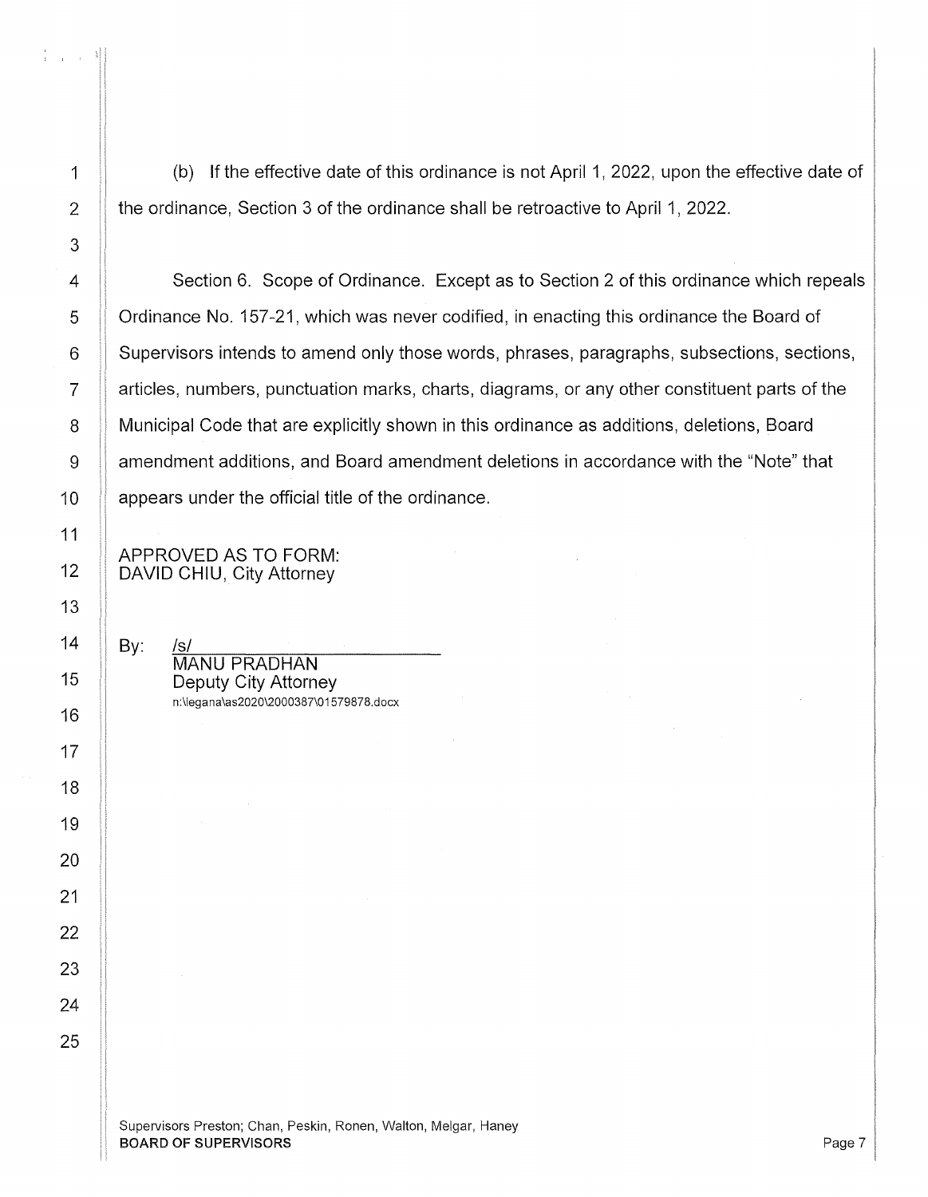(b) If the effective date of this ordinance is not April 1, 2022, upon the effective date of the ordinance, Section 3 of the ordinance shall be retroactive to April 1, 2022.

Section 6. Scope of Ordinance. Except as to Section 2 of this ordinance which repeals Ordinance No. 157-21, which was never codified, in enacting this ordinance the Board of Supervisors intends to amend only those words, phrases, paragraphs, subsections, sections, articles, numbers, punctuation marks, charts, diagrams, or any other constituent parts of the Municipal Code that are explicitly shown in this ordinance as additions, deletions, Board amendment additions, and Board amendment deletions in accordance with the "Note" that appears under the official title of the ordinance.

APPROVED AS TO FORM:
DAVID CHIU, City Attorney

By: /s/
MANU PRADHAN
Deputy City Attorney
n:\legana\as2020\2000387\01579878.docx

Supervisors Preston; Chan, Peskin, Ronen, Walton, Melgar, Haney
**BOARD OF SUPERVISORS**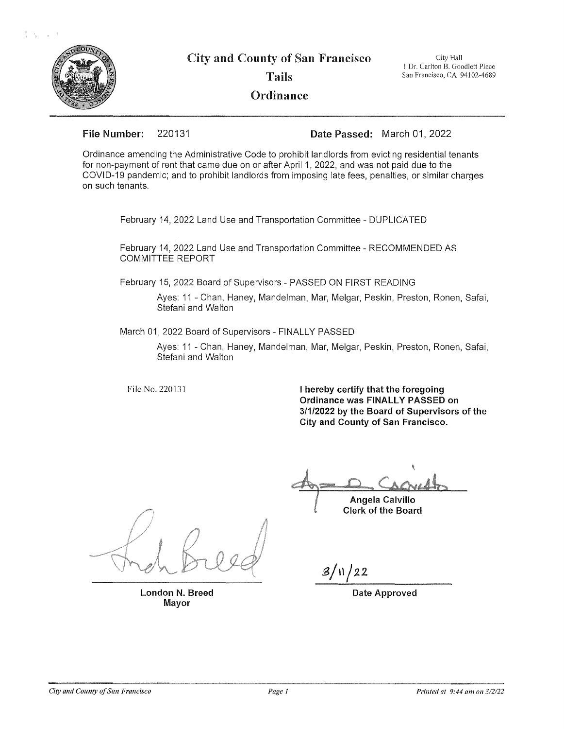# City and County of San Francisco

## Tails

## Ordinance

City Hall
1 Dr. Carlton B. Goodlett Place
San Francisco, CA 94102-4689

**File Number:** 220131 **Date Passed:** March 01, 2022

Ordinance amending the Administrative Code to prohibit landlords from evicting residential tenants for non-payment of rent that came due on or after April 1, 2022, and was not paid due to the COVID-19 pandemic; and to prohibit landlords from imposing late fees, penalties, or similar charges on such tenants.

February 14, 2022 Land Use and Transportation Committee - DUPLICATED

February 14, 2022 Land Use and Transportation Committee - RECOMMENDED AS COMMITTEE REPORT

February 15, 2022 Board of Supervisors - PASSED ON FIRST READING

Ayes: 11 - Chan, Haney, Mandelman, Mar, Melgar, Peskin, Preston, Ronen, Safai, Stefani and Walton

March 01, 2022 Board of Supervisors - FINALLY PASSED

Ayes: 11 - Chan, Haney, Mandelman, Mar, Melgar, Peskin, Preston, Ronen, Safai, Stefani and Walton

File No. 220131

**I hereby certify that the foregoing Ordinance was FINALLY PASSED on 3/1/2022 by the Board of Supervisors of the City and County of San Francisco.**

**Angela Calvillo**
**Clerk of the Board**

**London N. Breed**
**Mayor**

3/11/22

**Date Approved**